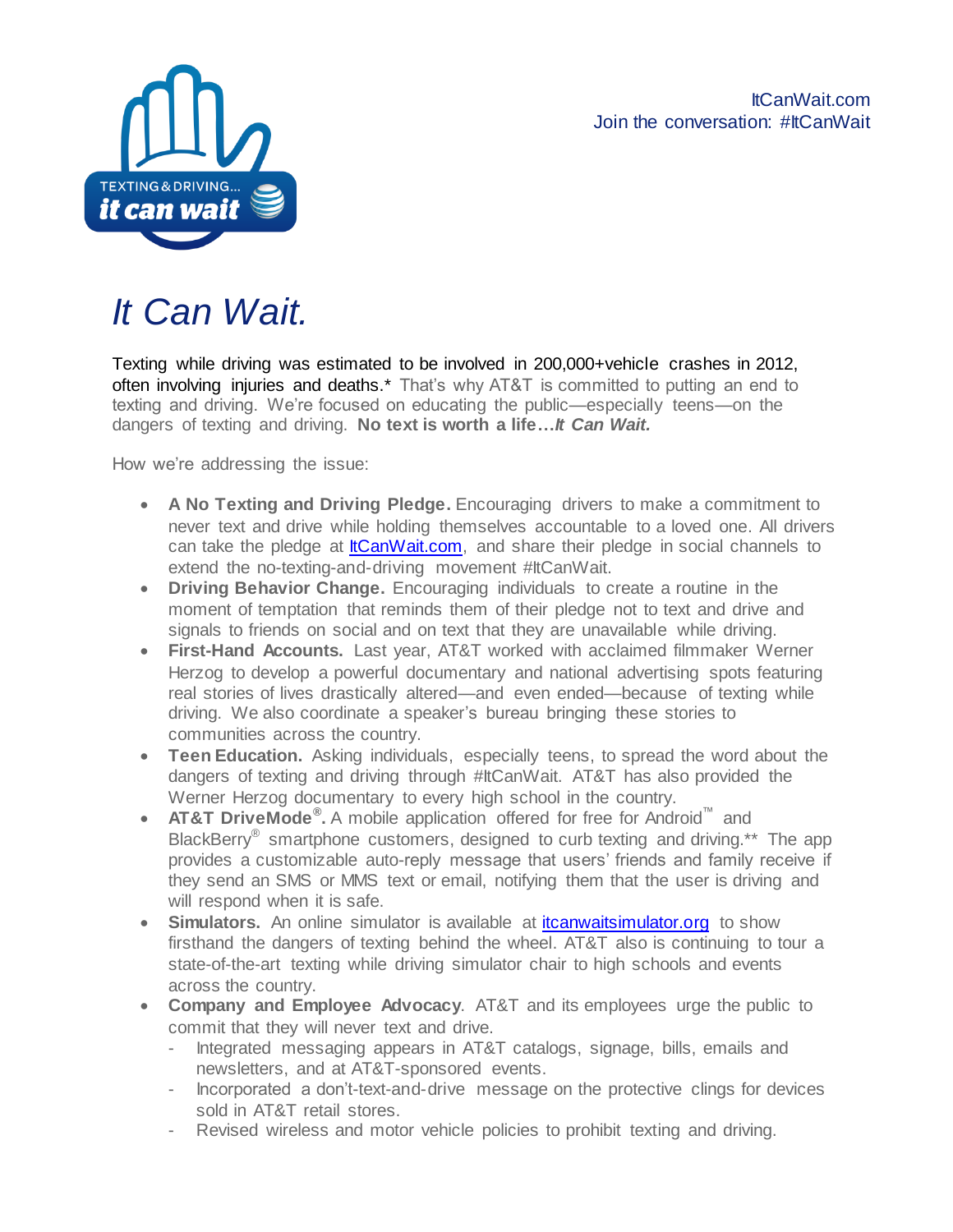ItCanWait.com
Join the conversation: #ItCanWait

# It Can Wait.

Texting while driving was estimated to be involved in 200,000+vehicle crashes in 2012, often involving injuries and deaths.* That's why AT&T is committed to putting an end to texting and driving. We're focused on educating the public—especially teens—on the dangers of texting and driving. **No text is worth a life…*It Can Wait.***

How we're addressing the issue:

- **A No Texting and Driving Pledge.** Encouraging drivers to make a commitment to never text and drive while holding themselves accountable to a loved one. All drivers can take the pledge at [ItCanWait.com](ItCanWait.com), and share their pledge in social channels to extend the no-texting-and-driving movement #ItCanWait.
- **Driving Behavior Change.** Encouraging individuals to create a routine in the moment of temptation that reminds them of their pledge not to text and drive and signals to friends on social and on text that they are unavailable while driving.
- **First-Hand Accounts.** Last year, AT&T worked with acclaimed filmmaker Werner Herzog to develop a powerful documentary and national advertising spots featuring real stories of lives drastically altered—and even ended—because of texting while driving. We also coordinate a speaker's bureau bringing these stories to communities across the country.
- **Teen Education.** Asking individuals, especially teens, to spread the word about the dangers of texting and driving through #ItCanWait. AT&T has also provided the Werner Herzog documentary to every high school in the country.
- **AT&T DriveMode®.** A mobile application offered for free for Android™ and BlackBerry® smartphone customers, designed to curb texting and driving.** The app provides a customizable auto-reply message that users' friends and family receive if they send an SMS or MMS text or email, notifying them that the user is driving and will respond when it is safe.
- **Simulators.** An online simulator is available at [itcanwaitsimulator.org](itcanwaitsimulator.org) to show firsthand the dangers of texting behind the wheel. AT&T also is continuing to tour a state-of-the-art texting while driving simulator chair to high schools and events across the country.
- **Company and Employee Advocacy**. AT&T and its employees urge the public to commit that they will never text and drive.
  - Integrated messaging appears in AT&T catalogs, signage, bills, emails and newsletters, and at AT&T-sponsored events.
  - Incorporated a don't-text-and-drive message on the protective clings for devices sold in AT&T retail stores.
  - Revised wireless and motor vehicle policies to prohibit texting and driving.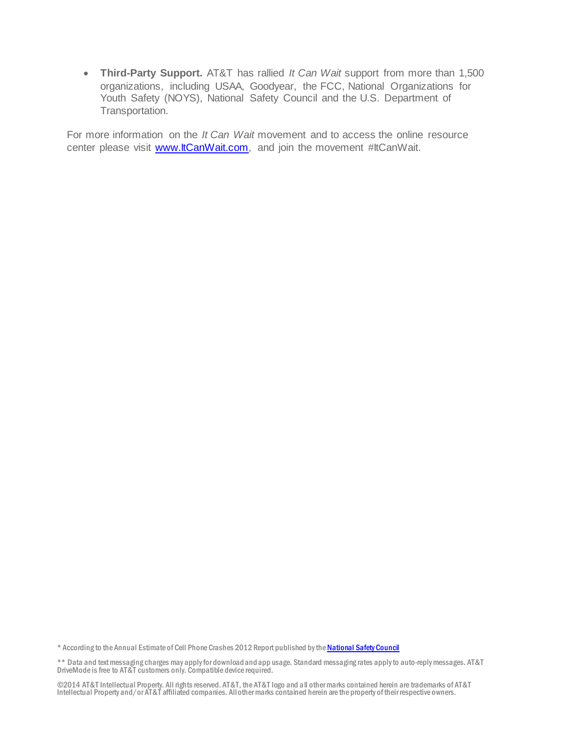- **Third-Party Support.** AT&T has rallied *It Can Wait* support from more than 1,500 organizations, including USAA, Goodyear, the FCC, National Organizations for Youth Safety (NOYS), National Safety Council and the U.S. Department of Transportation.

For more information on the *It Can Wait* movement and to access the online resource center please visit [www.ItCanWait.com](http://www.ItCanWait.com), and join the movement #ItCanWait.

* According to the Annual Estimate of Cell Phone Crashes 2012 Report published by the [National Safety Council](#)

** Data and text messaging charges may apply for download and app usage. Standard messaging rates apply to auto-reply messages. AT&T DriveMode is free to AT&T customers only. Compatible device required.

©2014 AT&T Intellectual Property. All rights reserved. AT&T, the AT&T logo and all other marks contained herein are trademarks of AT&T Intellectual Property and/or AT&T affiliated companies. All other marks contained herein are the property of their respective owners.